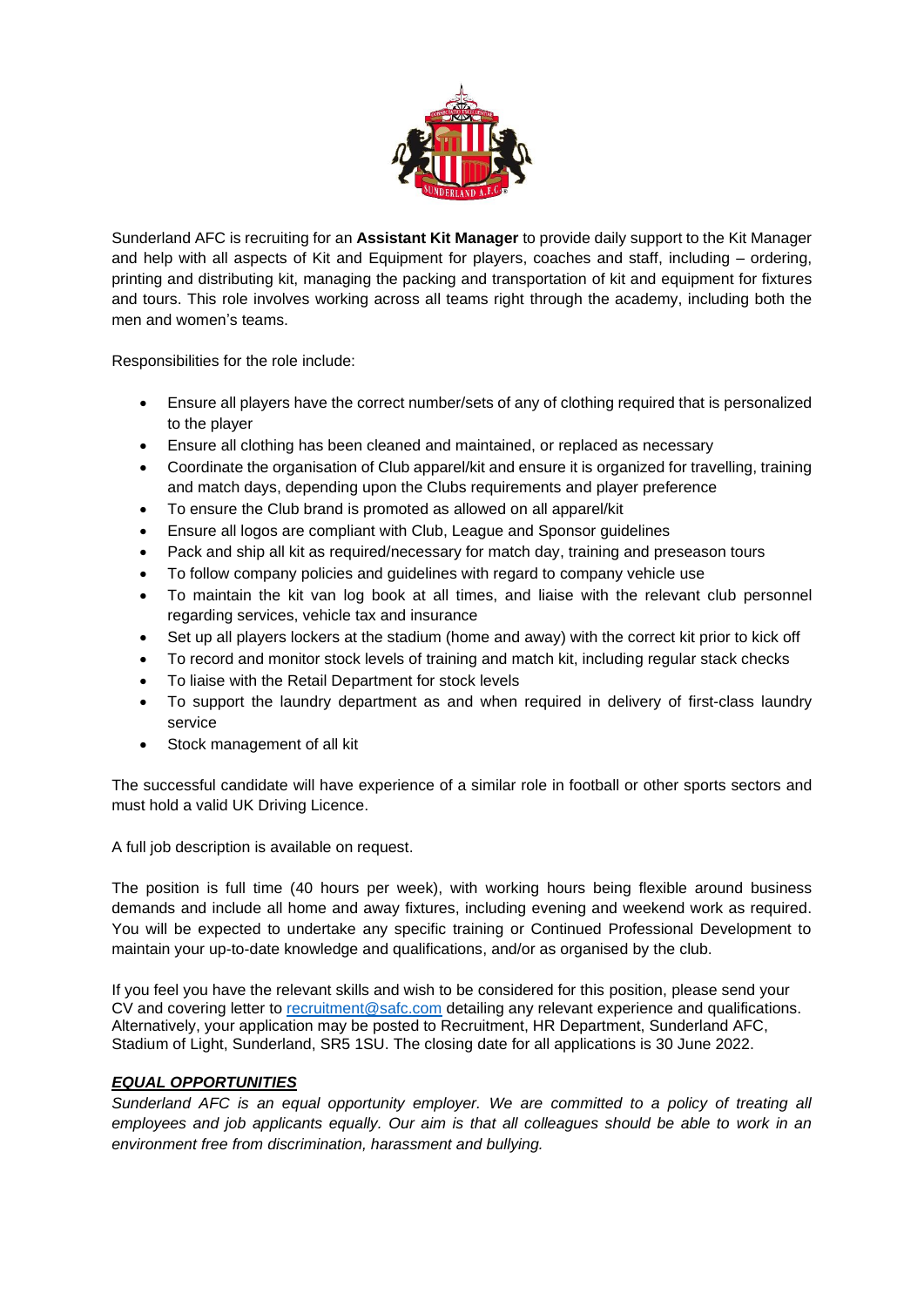Sunderland AFC is recruiting for an **Assistant Kit Manager** to provide daily support to the Kit Manager and help with all aspects of Kit and Equipment for players, coaches and staff, including – ordering, printing and distributing kit, managing the packing and transportation of kit and equipment for fixtures and tours. This role involves working across all teams right through the academy, including both the men and women's teams.

Responsibilities for the role include:

- Ensure all players have the correct number/sets of any of clothing required that is personalized to the player
- Ensure all clothing has been cleaned and maintained, or replaced as necessary
- Coordinate the organisation of Club apparel/kit and ensure it is organized for travelling, training and match days, depending upon the Clubs requirements and player preference
- To ensure the Club brand is promoted as allowed on all apparel/kit
- Ensure all logos are compliant with Club, League and Sponsor guidelines
- Pack and ship all kit as required/necessary for match day, training and preseason tours
- To follow company policies and guidelines with regard to company vehicle use
- To maintain the kit van log book at all times, and liaise with the relevant club personnel regarding services, vehicle tax and insurance
- Set up all players lockers at the stadium (home and away) with the correct kit prior to kick off
- To record and monitor stock levels of training and match kit, including regular stack checks
- To liaise with the Retail Department for stock levels
- To support the laundry department as and when required in delivery of first-class laundry service
- Stock management of all kit

The successful candidate will have experience of a similar role in football or other sports sectors and must hold a valid UK Driving Licence.

A full job description is available on request.

The position is full time (40 hours per week), with working hours being flexible around business demands and include all home and away fixtures, including evening and weekend work as required. You will be expected to undertake any specific training or Continued Professional Development to maintain your up-to-date knowledge and qualifications, and/or as organised by the club.

If you feel you have the relevant skills and wish to be considered for this position, please send your CV and covering letter to recruitment@safc.com detailing any relevant experience and qualifications. Alternatively, your application may be posted to Recruitment, HR Department, Sunderland AFC, Stadium of Light, Sunderland, SR5 1SU. The closing date for all applications is 30 June 2022.

***EQUAL OPPORTUNITIES***

*Sunderland AFC is an equal opportunity employer. We are committed to a policy of treating all employees and job applicants equally. Our aim is that all colleagues should be able to work in an environment free from discrimination, harassment and bullying.*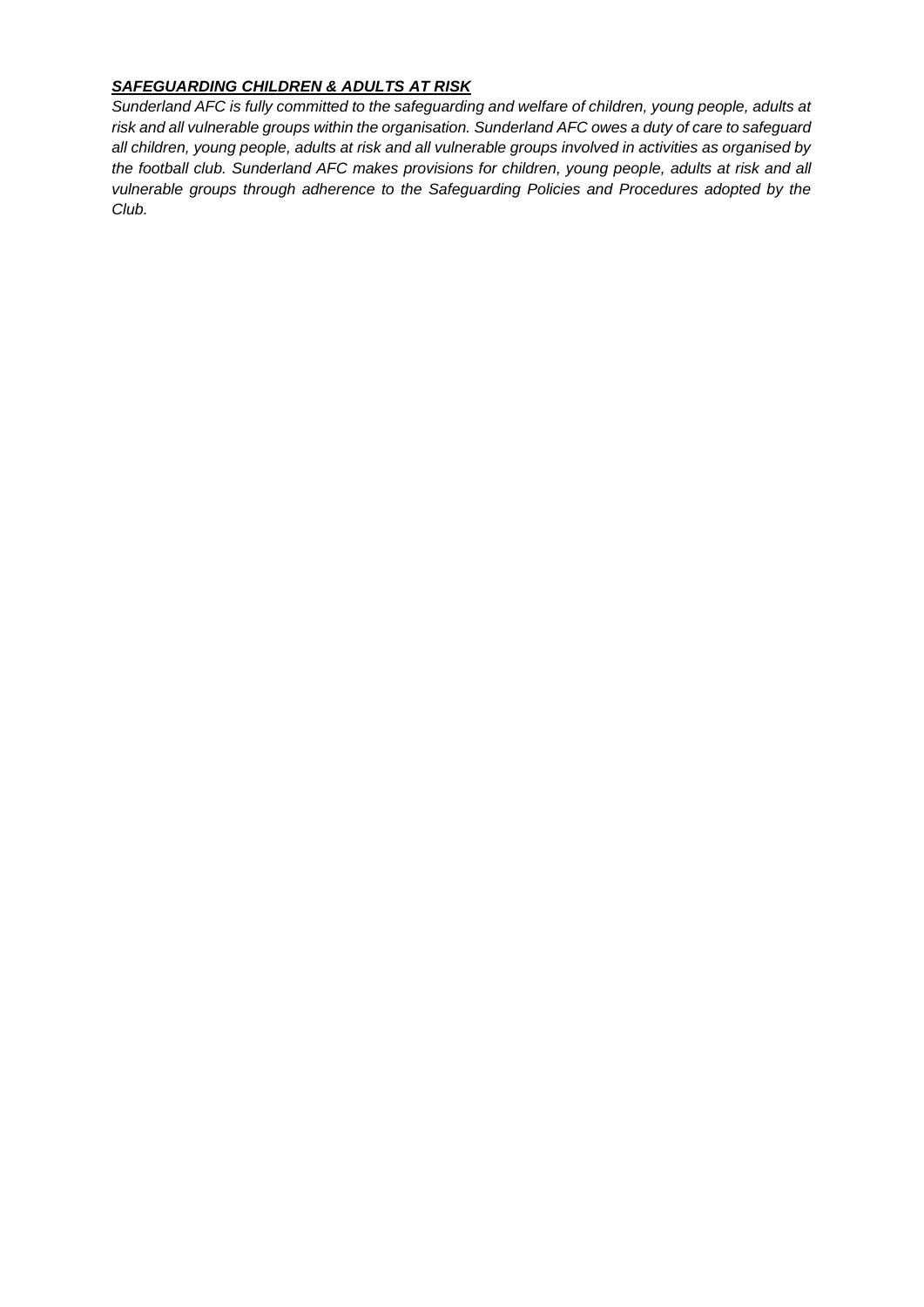***SAFEGUARDING CHILDREN & ADULTS AT RISK***

*Sunderland AFC is fully committed to the safeguarding and welfare of children, young people, adults at risk and all vulnerable groups within the organisation. Sunderland AFC owes a duty of care to safeguard all children, young people, adults at risk and all vulnerable groups involved in activities as organised by the football club. Sunderland AFC makes provisions for children, young people, adults at risk and all vulnerable groups through adherence to the Safeguarding Policies and Procedures adopted by the Club.*